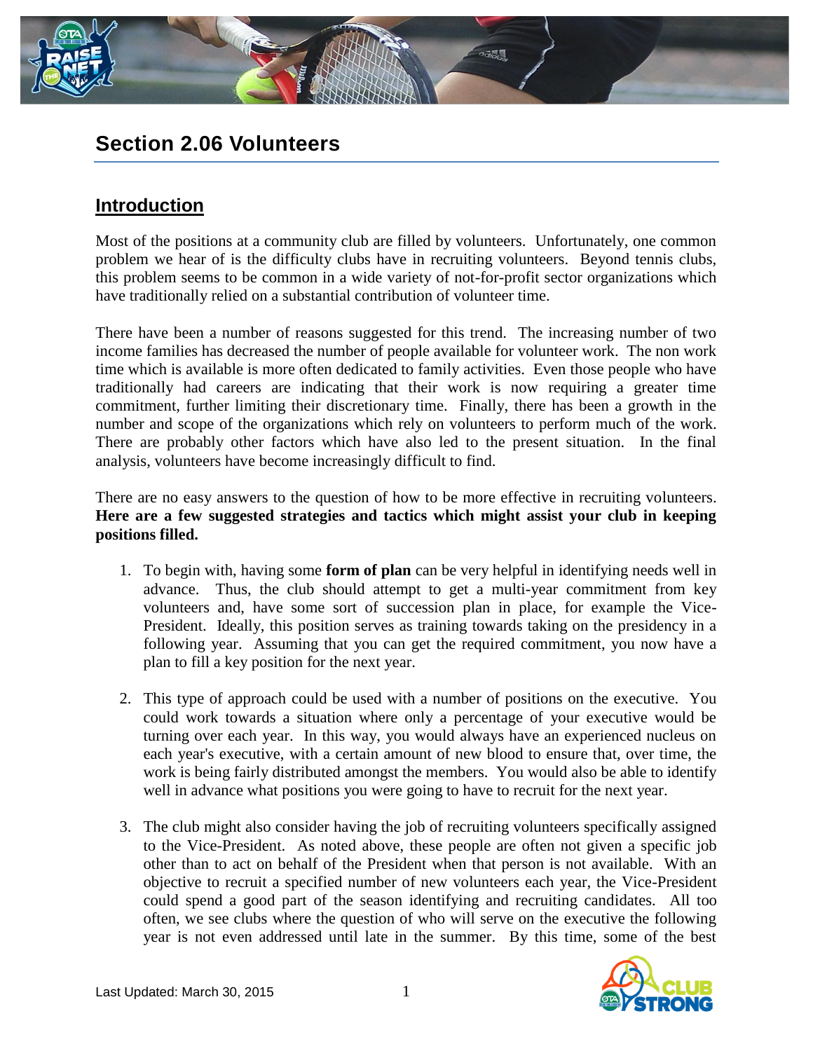# Section 2.06 Volunteers

## Introduction

Most of the positions at a community club are filled by volunteers. Unfortunately, one common problem we hear of is the difficulty clubs have in recruiting volunteers. Beyond tennis clubs, this problem seems to be common in a wide variety of not-for-profit sector organizations which have traditionally relied on a substantial contribution of volunteer time.

There have been a number of reasons suggested for this trend. The increasing number of two income families has decreased the number of people available for volunteer work. The non work time which is available is more often dedicated to family activities. Even those people who have traditionally had careers are indicating that their work is now requiring a greater time commitment, further limiting their discretionary time. Finally, there has been a growth in the number and scope of the organizations which rely on volunteers to perform much of the work. There are probably other factors which have also led to the present situation. In the final analysis, volunteers have become increasingly difficult to find.

There are no easy answers to the question of how to be more effective in recruiting volunteers. **Here are a few suggested strategies and tactics which might assist your club in keeping positions filled.**

1. To begin with, having some **form of plan** can be very helpful in identifying needs well in advance. Thus, the club should attempt to get a multi-year commitment from key volunteers and, have some sort of succession plan in place, for example the Vice-President. Ideally, this position serves as training towards taking on the presidency in a following year. Assuming that you can get the required commitment, you now have a plan to fill a key position for the next year.

2. This type of approach could be used with a number of positions on the executive. You could work towards a situation where only a percentage of your executive would be turning over each year. In this way, you would always have an experienced nucleus on each year's executive, with a certain amount of new blood to ensure that, over time, the work is being fairly distributed amongst the members. You would also be able to identify well in advance what positions you were going to have to recruit for the next year.

3. The club might also consider having the job of recruiting volunteers specifically assigned to the Vice-President. As noted above, these people are often not given a specific job other than to act on behalf of the President when that person is not available. With an objective to recruit a specified number of new volunteers each year, the Vice-President could spend a good part of the season identifying and recruiting candidates. All too often, we see clubs where the question of who will serve on the executive the following year is not even addressed until late in the summer. By this time, some of the best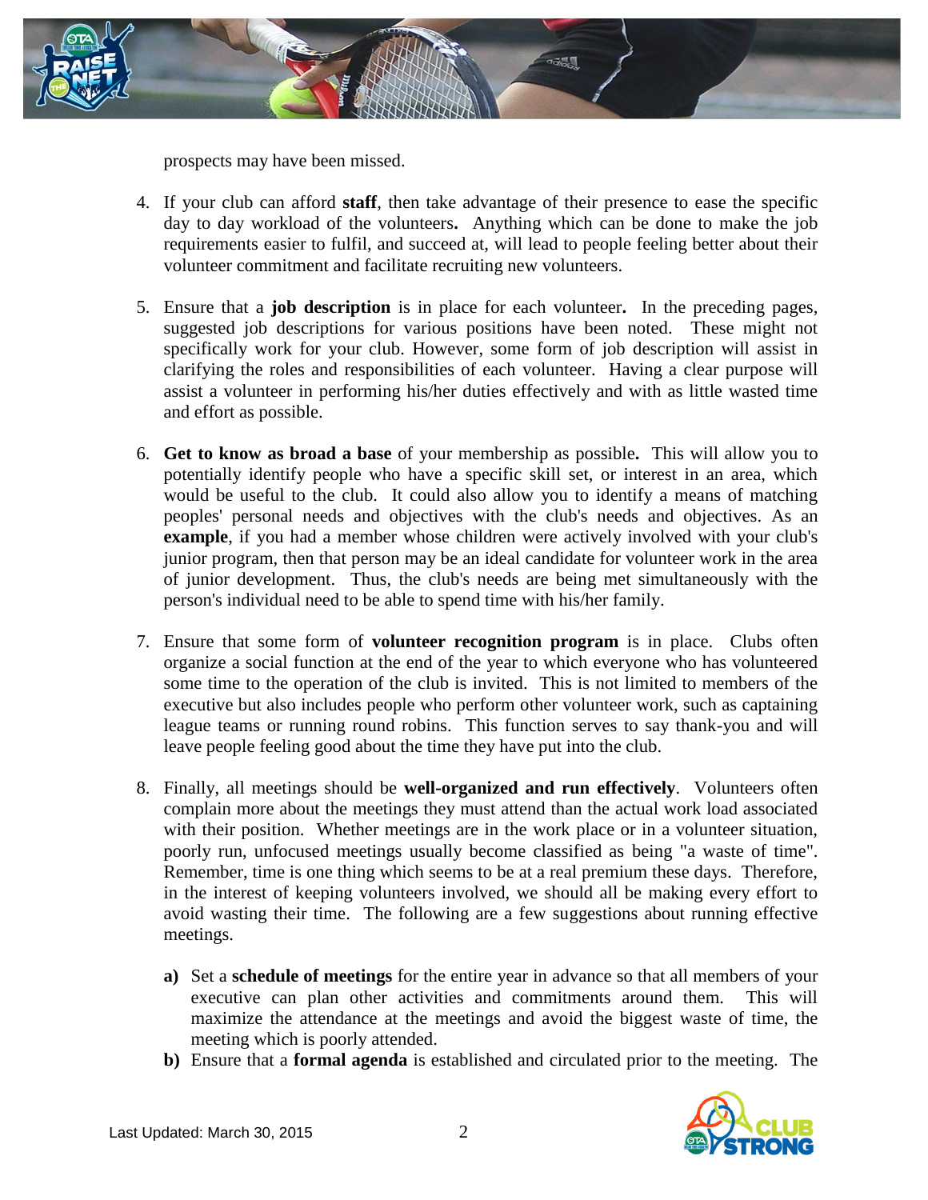prospects may have been missed.

4. If your club can afford **staff**, then take advantage of their presence to ease the specific day to day workload of the volunteers**.** Anything which can be done to make the job requirements easier to fulfil, and succeed at, will lead to people feeling better about their volunteer commitment and facilitate recruiting new volunteers.

5. Ensure that a **job description** is in place for each volunteer**.** In the preceding pages, suggested job descriptions for various positions have been noted. These might not specifically work for your club. However, some form of job description will assist in clarifying the roles and responsibilities of each volunteer. Having a clear purpose will assist a volunteer in performing his/her duties effectively and with as little wasted time and effort as possible.

6. **Get to know as broad a base** of your membership as possible**.** This will allow you to potentially identify people who have a specific skill set, or interest in an area, which would be useful to the club. It could also allow you to identify a means of matching peoples' personal needs and objectives with the club's needs and objectives. As an **example**, if you had a member whose children were actively involved with your club's junior program, then that person may be an ideal candidate for volunteer work in the area of junior development. Thus, the club's needs are being met simultaneously with the person's individual need to be able to spend time with his/her family.

7. Ensure that some form of **volunteer recognition program** is in place. Clubs often organize a social function at the end of the year to which everyone who has volunteered some time to the operation of the club is invited. This is not limited to members of the executive but also includes people who perform other volunteer work, such as captaining league teams or running round robins. This function serves to say thank-you and will leave people feeling good about the time they have put into the club.

8. Finally, all meetings should be **well-organized and run effectively**. Volunteers often complain more about the meetings they must attend than the actual work load associated with their position. Whether meetings are in the work place or in a volunteer situation, poorly run, unfocused meetings usually become classified as being "a waste of time". Remember, time is one thing which seems to be at a real premium these days. Therefore, in the interest of keeping volunteers involved, we should all be making every effort to avoid wasting their time. The following are a few suggestions about running effective meetings.

   **a)** Set a **schedule of meetings** for the entire year in advance so that all members of your executive can plan other activities and commitments around them. This will maximize the attendance at the meetings and avoid the biggest waste of time, the meeting which is poorly attended.

   **b)** Ensure that a **formal agenda** is established and circulated prior to the meeting. The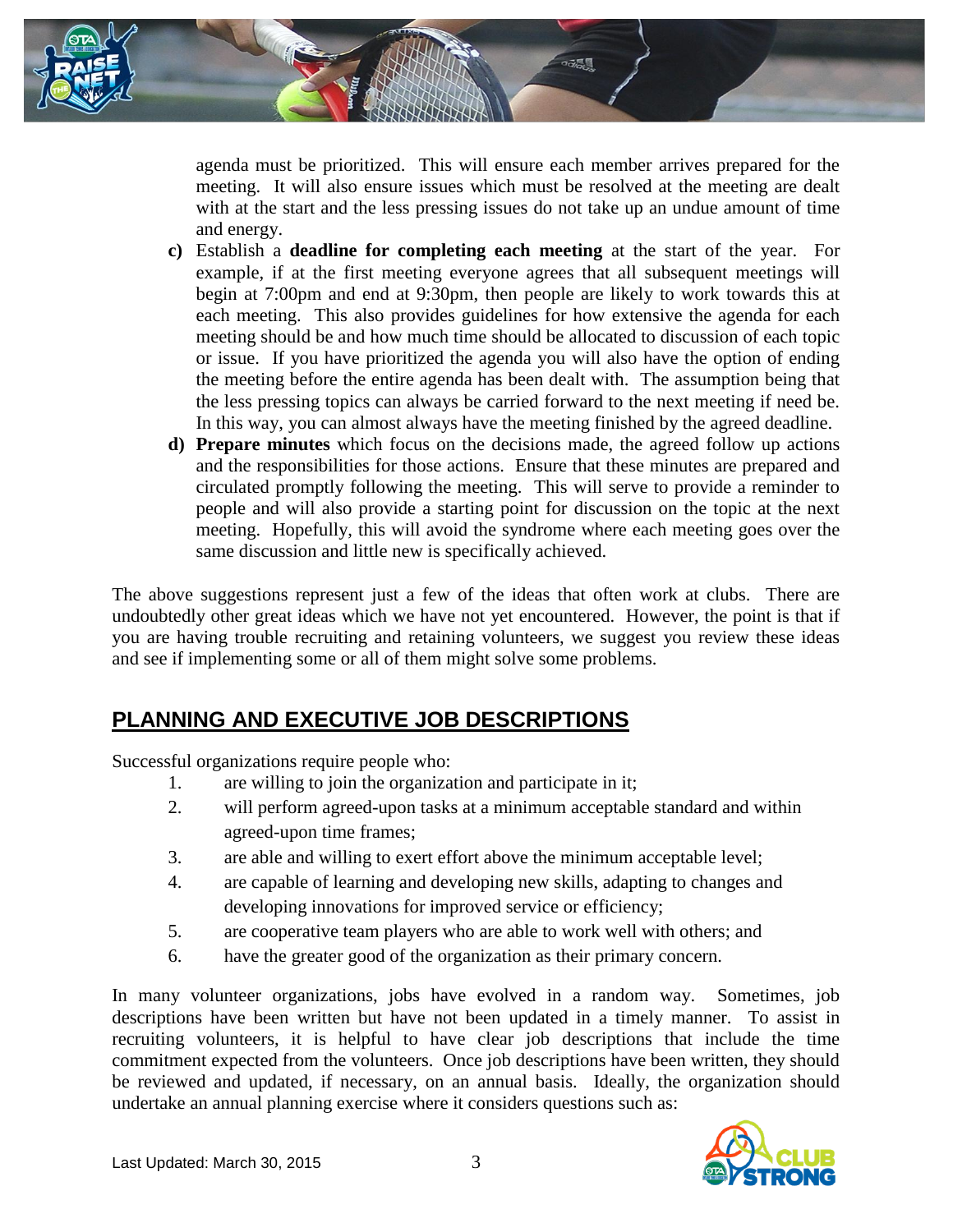agenda must be prioritized. This will ensure each member arrives prepared for the meeting. It will also ensure issues which must be resolved at the meeting are dealt with at the start and the less pressing issues do not take up an undue amount of time and energy.

**c)** Establish a **deadline for completing each meeting** at the start of the year. For example, if at the first meeting everyone agrees that all subsequent meetings will begin at 7:00pm and end at 9:30pm, then people are likely to work towards this at each meeting. This also provides guidelines for how extensive the agenda for each meeting should be and how much time should be allocated to discussion of each topic or issue. If you have prioritized the agenda you will also have the option of ending the meeting before the entire agenda has been dealt with. The assumption being that the less pressing topics can always be carried forward to the next meeting if need be. In this way, you can almost always have the meeting finished by the agreed deadline.

**d) Prepare minutes** which focus on the decisions made, the agreed follow up actions and the responsibilities for those actions. Ensure that these minutes are prepared and circulated promptly following the meeting. This will serve to provide a reminder to people and will also provide a starting point for discussion on the topic at the next meeting. Hopefully, this will avoid the syndrome where each meeting goes over the same discussion and little new is specifically achieved.

The above suggestions represent just a few of the ideas that often work at clubs. There are undoubtedly other great ideas which we have not yet encountered. However, the point is that if you are having trouble recruiting and retaining volunteers, we suggest you review these ideas and see if implementing some or all of them might solve some problems.

## PLANNING AND EXECUTIVE JOB DESCRIPTIONS

Successful organizations require people who:

1. are willing to join the organization and participate in it;
2. will perform agreed-upon tasks at a minimum acceptable standard and within agreed-upon time frames;
3. are able and willing to exert effort above the minimum acceptable level;
4. are capable of learning and developing new skills, adapting to changes and developing innovations for improved service or efficiency;
5. are cooperative team players who are able to work well with others; and
6. have the greater good of the organization as their primary concern.

In many volunteer organizations, jobs have evolved in a random way. Sometimes, job descriptions have been written but have not been updated in a timely manner. To assist in recruiting volunteers, it is helpful to have clear job descriptions that include the time commitment expected from the volunteers. Once job descriptions have been written, they should be reviewed and updated, if necessary, on an annual basis. Ideally, the organization should undertake an annual planning exercise where it considers questions such as: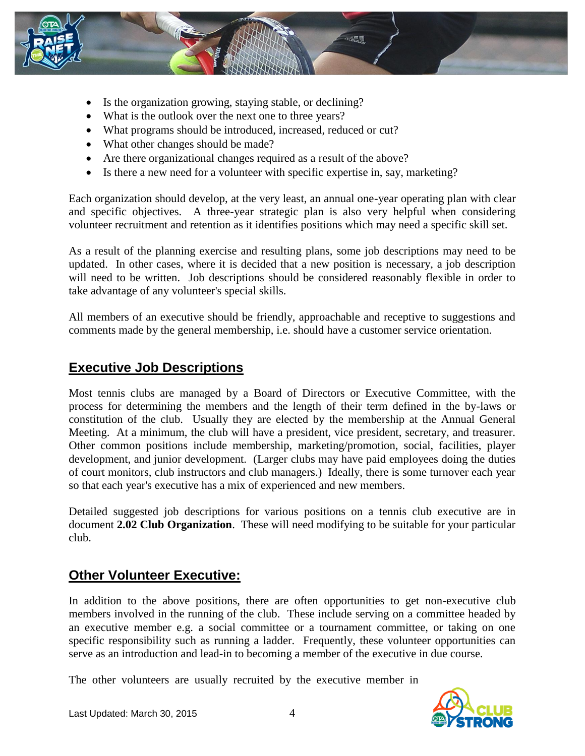- Is the organization growing, staying stable, or declining?
- What is the outlook over the next one to three years?
- What programs should be introduced, increased, reduced or cut?
- What other changes should be made?
- Are there organizational changes required as a result of the above?
- Is there a new need for a volunteer with specific expertise in, say, marketing?

Each organization should develop, at the very least, an annual one-year operating plan with clear and specific objectives. A three-year strategic plan is also very helpful when considering volunteer recruitment and retention as it identifies positions which may need a specific skill set.

As a result of the planning exercise and resulting plans, some job descriptions may need to be updated. In other cases, where it is decided that a new position is necessary, a job description will need to be written. Job descriptions should be considered reasonably flexible in order to take advantage of any volunteer's special skills.

All members of an executive should be friendly, approachable and receptive to suggestions and comments made by the general membership, i.e. should have a customer service orientation.

## Executive Job Descriptions

Most tennis clubs are managed by a Board of Directors or Executive Committee, with the process for determining the members and the length of their term defined in the by-laws or constitution of the club. Usually they are elected by the membership at the Annual General Meeting. At a minimum, the club will have a president, vice president, secretary, and treasurer. Other common positions include membership, marketing/promotion, social, facilities, player development, and junior development. (Larger clubs may have paid employees doing the duties of court monitors, club instructors and club managers.) Ideally, there is some turnover each year so that each year's executive has a mix of experienced and new members.

Detailed suggested job descriptions for various positions on a tennis club executive are in document **2.02 Club Organization**. These will need modifying to be suitable for your particular club.

## Other Volunteer Executive:

In addition to the above positions, there are often opportunities to get non-executive club members involved in the running of the club. These include serving on a committee headed by an executive member e.g. a social committee or a tournament committee, or taking on one specific responsibility such as running a ladder. Frequently, these volunteer opportunities can serve as an introduction and lead-in to becoming a member of the executive in due course.

The other volunteers are usually recruited by the executive member in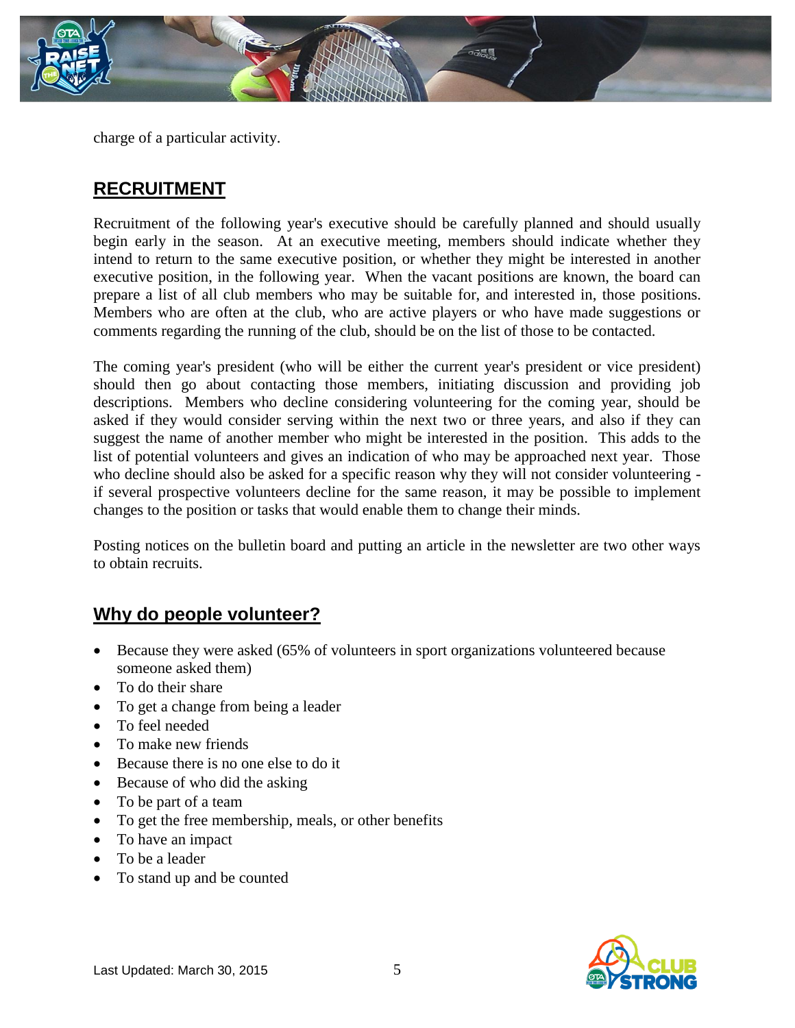charge of a particular activity.

## RECRUITMENT

Recruitment of the following year's executive should be carefully planned and should usually begin early in the season. At an executive meeting, members should indicate whether they intend to return to the same executive position, or whether they might be interested in another executive position, in the following year. When the vacant positions are known, the board can prepare a list of all club members who may be suitable for, and interested in, those positions. Members who are often at the club, who are active players or who have made suggestions or comments regarding the running of the club, should be on the list of those to be contacted.

The coming year's president (who will be either the current year's president or vice president) should then go about contacting those members, initiating discussion and providing job descriptions. Members who decline considering volunteering for the coming year, should be asked if they would consider serving within the next two or three years, and also if they can suggest the name of another member who might be interested in the position. This adds to the list of potential volunteers and gives an indication of who may be approached next year. Those who decline should also be asked for a specific reason why they will not consider volunteering - if several prospective volunteers decline for the same reason, it may be possible to implement changes to the position or tasks that would enable them to change their minds.

Posting notices on the bulletin board and putting an article in the newsletter are two other ways to obtain recruits.

## Why do people volunteer?

- Because they were asked (65% of volunteers in sport organizations volunteered because someone asked them)
- To do their share
- To get a change from being a leader
- To feel needed
- To make new friends
- Because there is no one else to do it
- Because of who did the asking
- To be part of a team
- To get the free membership, meals, or other benefits
- To have an impact
- To be a leader
- To stand up and be counted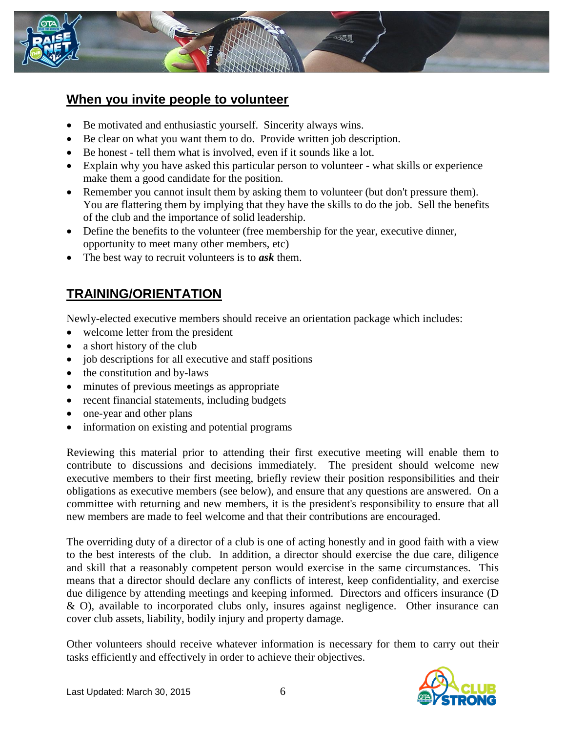## When you invite people to volunteer

- Be motivated and enthusiastic yourself. Sincerity always wins.
- Be clear on what you want them to do. Provide written job description.
- Be honest - tell them what is involved, even if it sounds like a lot.
- Explain why you have asked this particular person to volunteer - what skills or experience make them a good candidate for the position.
- Remember you cannot insult them by asking them to volunteer (but don't pressure them). You are flattering them by implying that they have the skills to do the job. Sell the benefits of the club and the importance of solid leadership.
- Define the benefits to the volunteer (free membership for the year, executive dinner, opportunity to meet many other members, etc)
- The best way to recruit volunteers is to ***ask*** them.

## TRAINING/ORIENTATION

Newly-elected executive members should receive an orientation package which includes:

- welcome letter from the president
- a short history of the club
- job descriptions for all executive and staff positions
- the constitution and by-laws
- minutes of previous meetings as appropriate
- recent financial statements, including budgets
- one-year and other plans
- information on existing and potential programs

Reviewing this material prior to attending their first executive meeting will enable them to contribute to discussions and decisions immediately. The president should welcome new executive members to their first meeting, briefly review their position responsibilities and their obligations as executive members (see below), and ensure that any questions are answered. On a committee with returning and new members, it is the president's responsibility to ensure that all new members are made to feel welcome and that their contributions are encouraged.

The overriding duty of a director of a club is one of acting honestly and in good faith with a view to the best interests of the club. In addition, a director should exercise the due care, diligence and skill that a reasonably competent person would exercise in the same circumstances. This means that a director should declare any conflicts of interest, keep confidentiality, and exercise due diligence by attending meetings and keeping informed. Directors and officers insurance (D & O), available to incorporated clubs only, insures against negligence. Other insurance can cover club assets, liability, bodily injury and property damage.

Other volunteers should receive whatever information is necessary for them to carry out their tasks efficiently and effectively in order to achieve their objectives.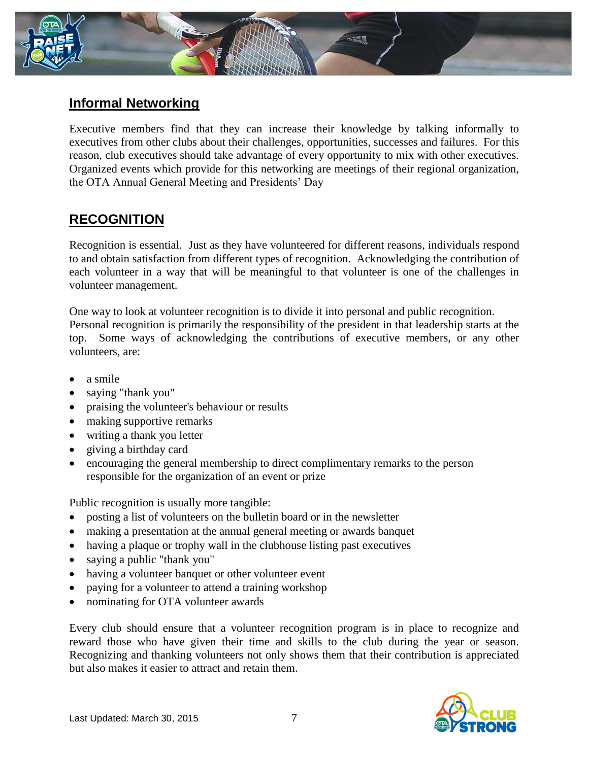## Informal Networking

Executive members find that they can increase their knowledge by talking informally to executives from other clubs about their challenges, opportunities, successes and failures. For this reason, club executives should take advantage of every opportunity to mix with other executives. Organized events which provide for this networking are meetings of their regional organization, the OTA Annual General Meeting and Presidents' Day

## RECOGNITION

Recognition is essential. Just as they have volunteered for different reasons, individuals respond to and obtain satisfaction from different types of recognition. Acknowledging the contribution of each volunteer in a way that will be meaningful to that volunteer is one of the challenges in volunteer management.

One way to look at volunteer recognition is to divide it into personal and public recognition. Personal recognition is primarily the responsibility of the president in that leadership starts at the top. Some ways of acknowledging the contributions of executive members, or any other volunteers, are:

- a smile
- saying "thank you"
- praising the volunteer's behaviour or results
- making supportive remarks
- writing a thank you letter
- giving a birthday card
- encouraging the general membership to direct complimentary remarks to the person responsible for the organization of an event or prize

Public recognition is usually more tangible:

- posting a list of volunteers on the bulletin board or in the newsletter
- making a presentation at the annual general meeting or awards banquet
- having a plaque or trophy wall in the clubhouse listing past executives
- saying a public "thank you"
- having a volunteer banquet or other volunteer event
- paying for a volunteer to attend a training workshop
- nominating for OTA volunteer awards

Every club should ensure that a volunteer recognition program is in place to recognize and reward those who have given their time and skills to the club during the year or season. Recognizing and thanking volunteers not only shows them that their contribution is appreciated but also makes it easier to attract and retain them.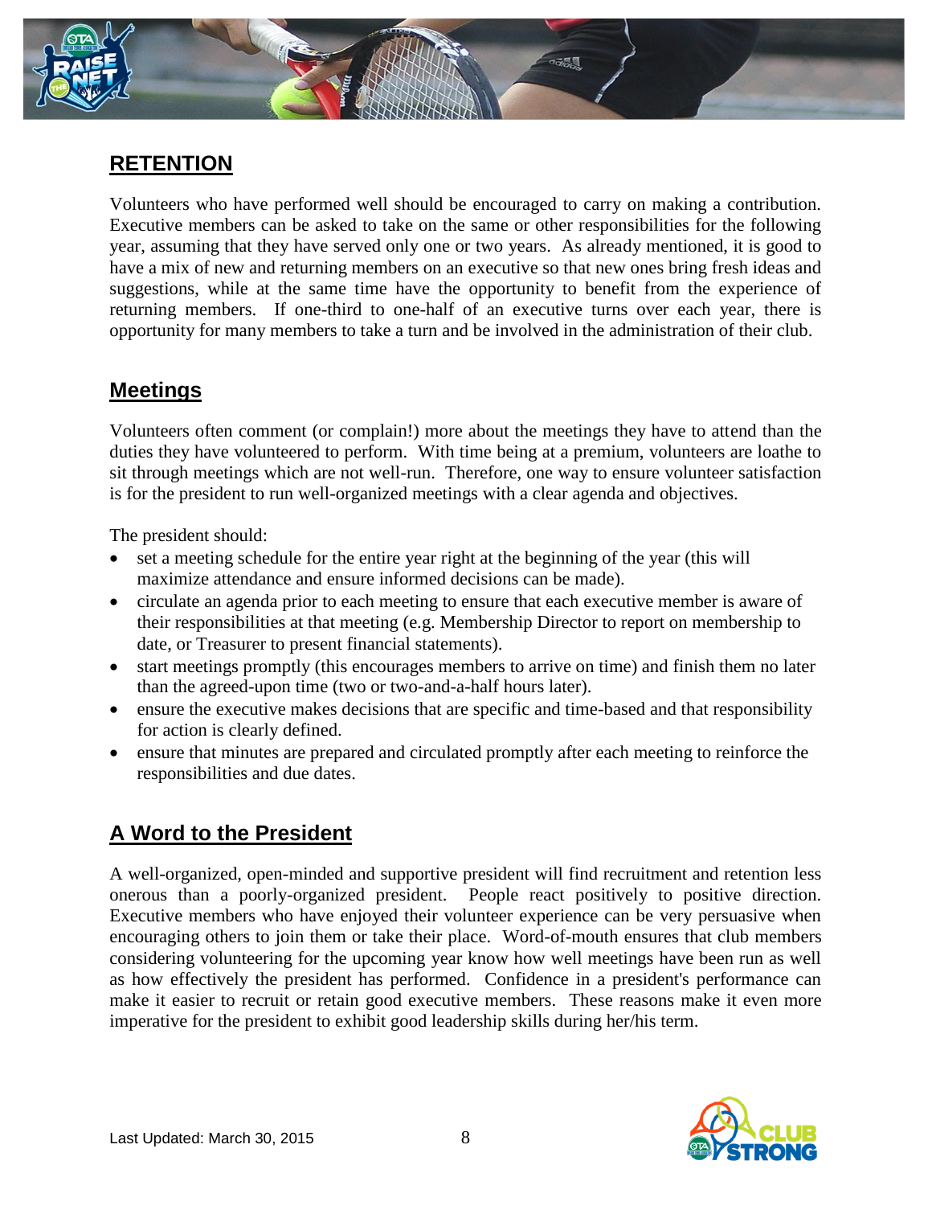## RETENTION

Volunteers who have performed well should be encouraged to carry on making a contribution. Executive members can be asked to take on the same or other responsibilities for the following year, assuming that they have served only one or two years. As already mentioned, it is good to have a mix of new and returning members on an executive so that new ones bring fresh ideas and suggestions, while at the same time have the opportunity to benefit from the experience of returning members. If one-third to one-half of an executive turns over each year, there is opportunity for many members to take a turn and be involved in the administration of their club.

## Meetings

Volunteers often comment (or complain!) more about the meetings they have to attend than the duties they have volunteered to perform. With time being at a premium, volunteers are loathe to sit through meetings which are not well-run. Therefore, one way to ensure volunteer satisfaction is for the president to run well-organized meetings with a clear agenda and objectives.

The president should:

- set a meeting schedule for the entire year right at the beginning of the year (this will maximize attendance and ensure informed decisions can be made).
- circulate an agenda prior to each meeting to ensure that each executive member is aware of their responsibilities at that meeting (e.g. Membership Director to report on membership to date, or Treasurer to present financial statements).
- start meetings promptly (this encourages members to arrive on time) and finish them no later than the agreed-upon time (two or two-and-a-half hours later).
- ensure the executive makes decisions that are specific and time-based and that responsibility for action is clearly defined.
- ensure that minutes are prepared and circulated promptly after each meeting to reinforce the responsibilities and due dates.

## A Word to the President

A well-organized, open-minded and supportive president will find recruitment and retention less onerous than a poorly-organized president. People react positively to positive direction. Executive members who have enjoyed their volunteer experience can be very persuasive when encouraging others to join them or take their place. Word-of-mouth ensures that club members considering volunteering for the upcoming year know how well meetings have been run as well as how effectively the president has performed. Confidence in a president's performance can make it easier to recruit or retain good executive members. These reasons make it even more imperative for the president to exhibit good leadership skills during her/his term.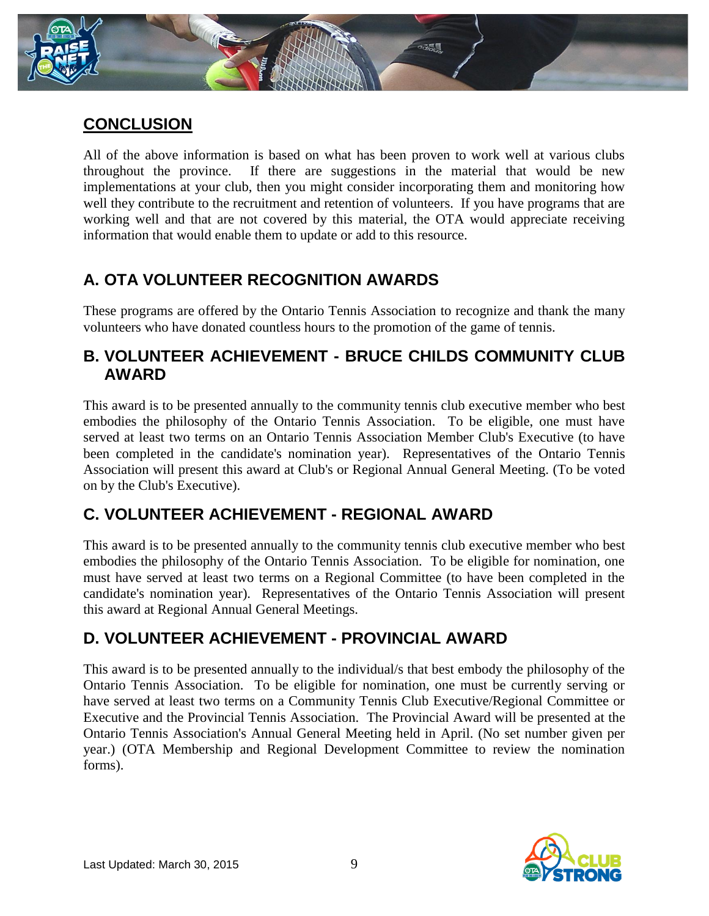## CONCLUSION

All of the above information is based on what has been proven to work well at various clubs throughout the province. If there are suggestions in the material that would be new implementations at your club, then you might consider incorporating them and monitoring how well they contribute to the recruitment and retention of volunteers. If you have programs that are working well and that are not covered by this material, the OTA would appreciate receiving information that would enable them to update or add to this resource.

## A. OTA VOLUNTEER RECOGNITION AWARDS

These programs are offered by the Ontario Tennis Association to recognize and thank the many volunteers who have donated countless hours to the promotion of the game of tennis.

## B. VOLUNTEER ACHIEVEMENT - BRUCE CHILDS COMMUNITY CLUB AWARD

This award is to be presented annually to the community tennis club executive member who best embodies the philosophy of the Ontario Tennis Association. To be eligible, one must have served at least two terms on an Ontario Tennis Association Member Club's Executive (to have been completed in the candidate's nomination year). Representatives of the Ontario Tennis Association will present this award at Club's or Regional Annual General Meeting. (To be voted on by the Club's Executive).

## C. VOLUNTEER ACHIEVEMENT - REGIONAL AWARD

This award is to be presented annually to the community tennis club executive member who best embodies the philosophy of the Ontario Tennis Association. To be eligible for nomination, one must have served at least two terms on a Regional Committee (to have been completed in the candidate's nomination year). Representatives of the Ontario Tennis Association will present this award at Regional Annual General Meetings.

## D. VOLUNTEER ACHIEVEMENT - PROVINCIAL AWARD

This award is to be presented annually to the individual/s that best embody the philosophy of the Ontario Tennis Association. To be eligible for nomination, one must be currently serving or have served at least two terms on a Community Tennis Club Executive/Regional Committee or Executive and the Provincial Tennis Association. The Provincial Award will be presented at the Ontario Tennis Association's Annual General Meeting held in April. (No set number given per year.) (OTA Membership and Regional Development Committee to review the nomination forms).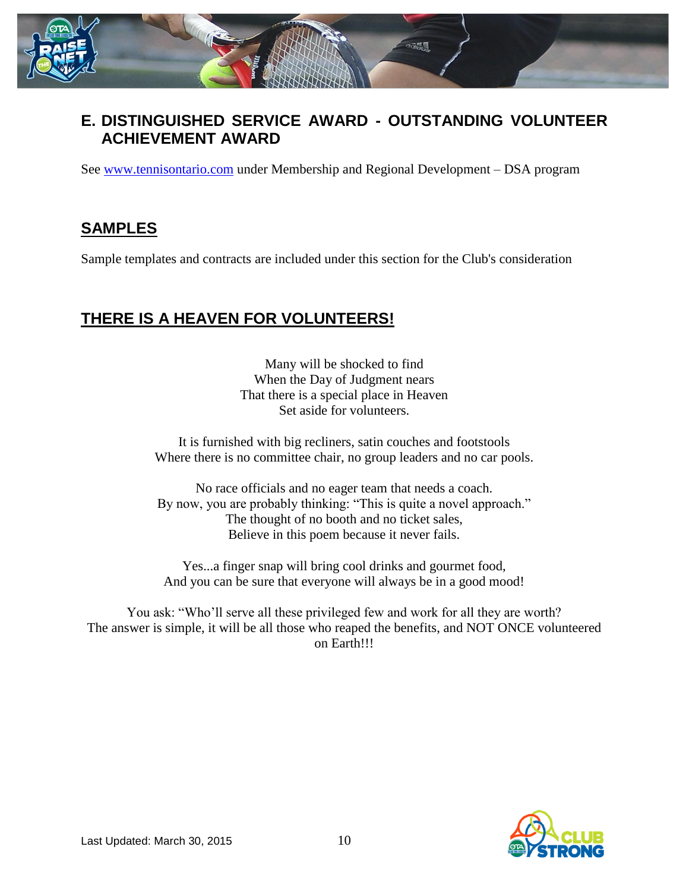## E. DISTINGUISHED SERVICE AWARD - OUTSTANDING VOLUNTEER ACHIEVEMENT AWARD

See www.tennisontario.com under Membership and Regional Development – DSA program

## SAMPLES

Sample templates and contracts are included under this section for the Club's consideration

## THERE IS A HEAVEN FOR VOLUNTEERS!

Many will be shocked to find  
When the Day of Judgment nears  
That there is a special place in Heaven  
Set aside for volunteers.

It is furnished with big recliners, satin couches and footstools  
Where there is no committee chair, no group leaders and no car pools.

No race officials and no eager team that needs a coach.  
By now, you are probably thinking: "This is quite a novel approach."  
The thought of no booth and no ticket sales,  
Believe in this poem because it never fails.

Yes...a finger snap will bring cool drinks and gourmet food,  
And you can be sure that everyone will always be in a good mood!

You ask: "Who'll serve all these privileged few and work for all they are worth?  
The answer is simple, it will be all those who reaped the benefits, and NOT ONCE volunteered on Earth!!!

Last Updated: March 30, 2015